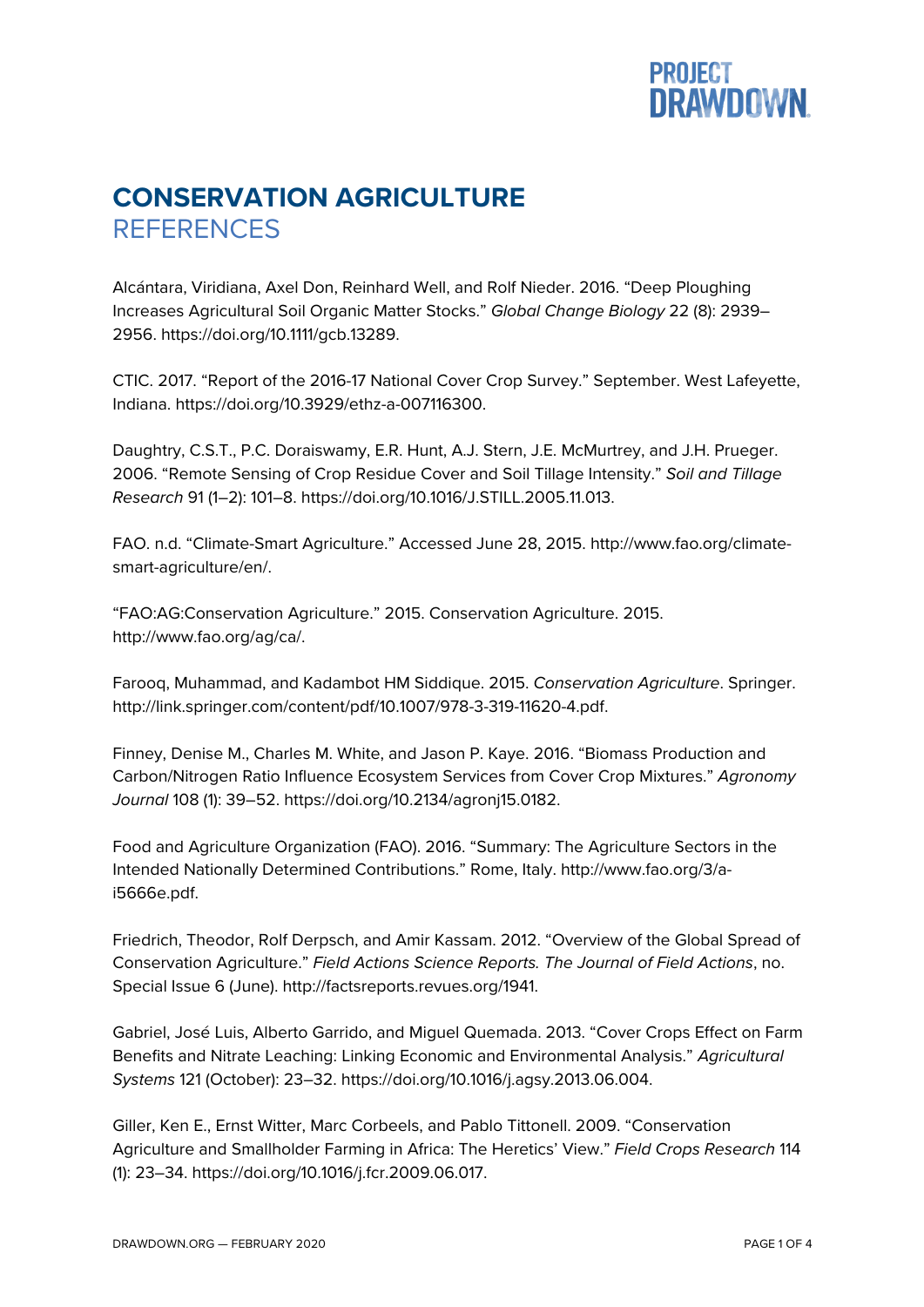# CONSERVATION AGRICULTURE
## REFERENCES

Alcántara, Viridiana, Axel Don, Reinhard Well, and Rolf Nieder. 2016. "Deep Ploughing Increases Agricultural Soil Organic Matter Stocks." *Global Change Biology* 22 (8): 2939–2956. https://doi.org/10.1111/gcb.13289.

CTIC. 2017. "Report of the 2016-17 National Cover Crop Survey." September. West Lafeyette, Indiana. https://doi.org/10.3929/ethz-a-007116300.

Daughtry, C.S.T., P.C. Doraiswamy, E.R. Hunt, A.J. Stern, J.E. McMurtrey, and J.H. Prueger. 2006. "Remote Sensing of Crop Residue Cover and Soil Tillage Intensity." *Soil and Tillage Research* 91 (1–2): 101–8. https://doi.org/10.1016/J.STILL.2005.11.013.

FAO. n.d. "Climate-Smart Agriculture." Accessed June 28, 2015. http://www.fao.org/climate-smart-agriculture/en/.

"FAO:AG:Conservation Agriculture." 2015. Conservation Agriculture. 2015. http://www.fao.org/ag/ca/.

Farooq, Muhammad, and Kadambot HM Siddique. 2015. *Conservation Agriculture*. Springer. http://link.springer.com/content/pdf/10.1007/978-3-319-11620-4.pdf.

Finney, Denise M., Charles M. White, and Jason P. Kaye. 2016. "Biomass Production and Carbon/Nitrogen Ratio Influence Ecosystem Services from Cover Crop Mixtures." *Agronomy Journal* 108 (1): 39–52. https://doi.org/10.2134/agronj15.0182.

Food and Agriculture Organization (FAO). 2016. "Summary: The Agriculture Sectors in the Intended Nationally Determined Contributions." Rome, Italy. http://www.fao.org/3/a-i5666e.pdf.

Friedrich, Theodor, Rolf Derpsch, and Amir Kassam. 2012. "Overview of the Global Spread of Conservation Agriculture." *Field Actions Science Reports. The Journal of Field Actions*, no. Special Issue 6 (June). http://factsreports.revues.org/1941.

Gabriel, José Luis, Alberto Garrido, and Miguel Quemada. 2013. "Cover Crops Effect on Farm Benefits and Nitrate Leaching: Linking Economic and Environmental Analysis." *Agricultural Systems* 121 (October): 23–32. https://doi.org/10.1016/j.agsy.2013.06.004.

Giller, Ken E., Ernst Witter, Marc Corbeels, and Pablo Tittonell. 2009. "Conservation Agriculture and Smallholder Farming in Africa: The Heretics' View." *Field Crops Research* 114 (1): 23–34. https://doi.org/10.1016/j.fcr.2009.06.017.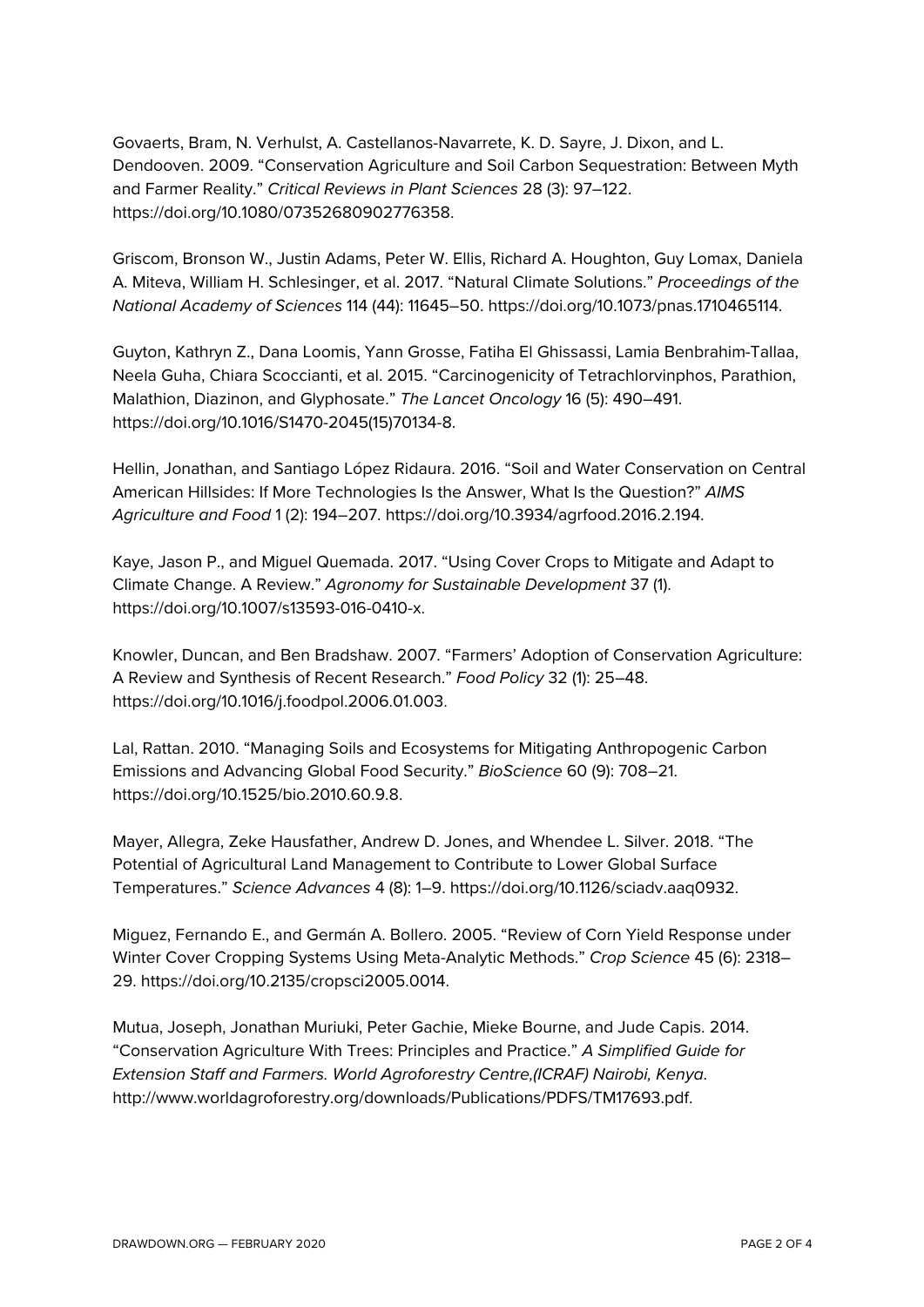Govaerts, Bram, N. Verhulst, A. Castellanos-Navarrete, K. D. Sayre, J. Dixon, and L. Dendooven. 2009. “Conservation Agriculture and Soil Carbon Sequestration: Between Myth and Farmer Reality.” *Critical Reviews in Plant Sciences* 28 (3): 97–122. https://doi.org/10.1080/07352680902776358.

Griscom, Bronson W., Justin Adams, Peter W. Ellis, Richard A. Houghton, Guy Lomax, Daniela A. Miteva, William H. Schlesinger, et al. 2017. “Natural Climate Solutions.” *Proceedings of the National Academy of Sciences* 114 (44): 11645–50. https://doi.org/10.1073/pnas.1710465114.

Guyton, Kathryn Z., Dana Loomis, Yann Grosse, Fatiha El Ghissassi, Lamia Benbrahim-Tallaa, Neela Guha, Chiara Scoccianti, et al. 2015. “Carcinogenicity of Tetrachlorvinphos, Parathion, Malathion, Diazinon, and Glyphosate.” *The Lancet Oncology* 16 (5): 490–491. https://doi.org/10.1016/S1470-2045(15)70134-8.

Hellin, Jonathan, and Santiago López Ridaura. 2016. “Soil and Water Conservation on Central American Hillsides: If More Technologies Is the Answer, What Is the Question?” *AIMS Agriculture and Food* 1 (2): 194–207. https://doi.org/10.3934/agrfood.2016.2.194.

Kaye, Jason P., and Miguel Quemada. 2017. “Using Cover Crops to Mitigate and Adapt to Climate Change. A Review.” *Agronomy for Sustainable Development* 37 (1). https://doi.org/10.1007/s13593-016-0410-x.

Knowler, Duncan, and Ben Bradshaw. 2007. “Farmers’ Adoption of Conservation Agriculture: A Review and Synthesis of Recent Research.” *Food Policy* 32 (1): 25–48. https://doi.org/10.1016/j.foodpol.2006.01.003.

Lal, Rattan. 2010. “Managing Soils and Ecosystems for Mitigating Anthropogenic Carbon Emissions and Advancing Global Food Security.” *BioScience* 60 (9): 708–21. https://doi.org/10.1525/bio.2010.60.9.8.

Mayer, Allegra, Zeke Hausfather, Andrew D. Jones, and Whendee L. Silver. 2018. “The Potential of Agricultural Land Management to Contribute to Lower Global Surface Temperatures.” *Science Advances* 4 (8): 1–9. https://doi.org/10.1126/sciadv.aaq0932.

Miguez, Fernando E., and Germán A. Bollero. 2005. “Review of Corn Yield Response under Winter Cover Cropping Systems Using Meta-Analytic Methods.” *Crop Science* 45 (6): 2318–29. https://doi.org/10.2135/cropsci2005.0014.

Mutua, Joseph, Jonathan Muriuki, Peter Gachie, Mieke Bourne, and Jude Capis. 2014. “Conservation Agriculture With Trees: Principles and Practice.” *A Simplified Guide for Extension Staff and Farmers. World Agroforestry Centre,(ICRAF) Nairobi, Kenya*. http://www.worldagroforestry.org/downloads/Publications/PDFS/TM17693.pdf.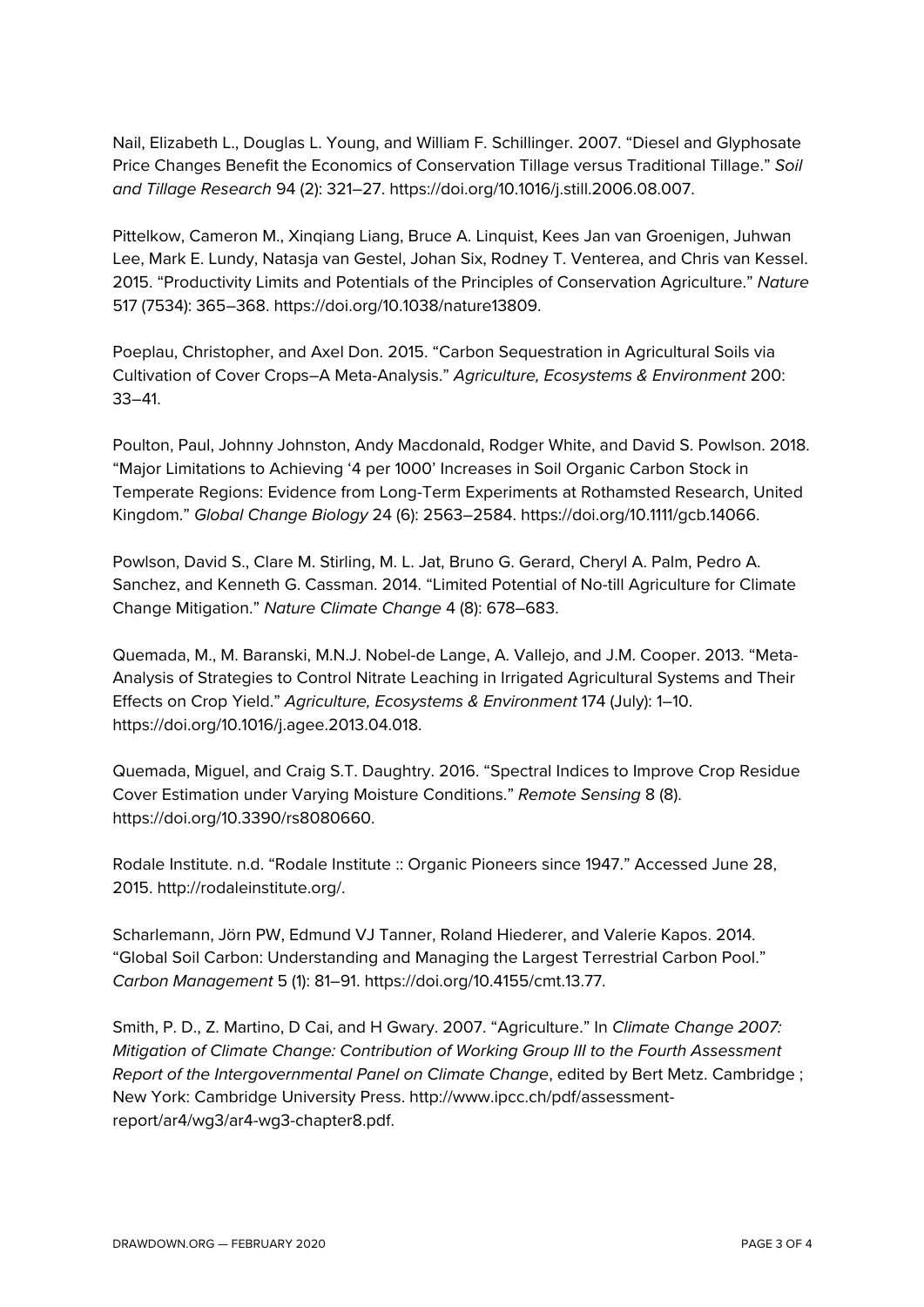Nail, Elizabeth L., Douglas L. Young, and William F. Schillinger. 2007. “Diesel and Glyphosate Price Changes Benefit the Economics of Conservation Tillage versus Traditional Tillage.” *Soil and Tillage Research* 94 (2): 321–27. https://doi.org/10.1016/j.still.2006.08.007.

Pittelkow, Cameron M., Xinqiang Liang, Bruce A. Linquist, Kees Jan van Groenigen, Juhwan Lee, Mark E. Lundy, Natasja van Gestel, Johan Six, Rodney T. Venterea, and Chris van Kessel. 2015. “Productivity Limits and Potentials of the Principles of Conservation Agriculture.” *Nature* 517 (7534): 365–368. https://doi.org/10.1038/nature13809.

Poeplau, Christopher, and Axel Don. 2015. “Carbon Sequestration in Agricultural Soils via Cultivation of Cover Crops–A Meta-Analysis.” *Agriculture, Ecosystems & Environment* 200: 33–41.

Poulton, Paul, Johnny Johnston, Andy Macdonald, Rodger White, and David S. Powlson. 2018. “Major Limitations to Achieving ‘4 per 1000’ Increases in Soil Organic Carbon Stock in Temperate Regions: Evidence from Long-Term Experiments at Rothamsted Research, United Kingdom.” *Global Change Biology* 24 (6): 2563–2584. https://doi.org/10.1111/gcb.14066.

Powlson, David S., Clare M. Stirling, M. L. Jat, Bruno G. Gerard, Cheryl A. Palm, Pedro A. Sanchez, and Kenneth G. Cassman. 2014. “Limited Potential of No-till Agriculture for Climate Change Mitigation.” *Nature Climate Change* 4 (8): 678–683.

Quemada, M., M. Baranski, M.N.J. Nobel-de Lange, A. Vallejo, and J.M. Cooper. 2013. “Meta-Analysis of Strategies to Control Nitrate Leaching in Irrigated Agricultural Systems and Their Effects on Crop Yield.” *Agriculture, Ecosystems & Environment* 174 (July): 1–10. https://doi.org/10.1016/j.agee.2013.04.018.

Quemada, Miguel, and Craig S.T. Daughtry. 2016. “Spectral Indices to Improve Crop Residue Cover Estimation under Varying Moisture Conditions.” *Remote Sensing* 8 (8). https://doi.org/10.3390/rs8080660.

Rodale Institute. n.d. “Rodale Institute :: Organic Pioneers since 1947.” Accessed June 28, 2015. http://rodaleinstitute.org/.

Scharlemann, Jörn PW, Edmund VJ Tanner, Roland Hiederer, and Valerie Kapos. 2014. “Global Soil Carbon: Understanding and Managing the Largest Terrestrial Carbon Pool.” *Carbon Management* 5 (1): 81–91. https://doi.org/10.4155/cmt.13.77.

Smith, P. D., Z. Martino, D Cai, and H Gwary. 2007. “Agriculture.” In *Climate Change 2007: Mitigation of Climate Change: Contribution of Working Group III to the Fourth Assessment Report of the Intergovernmental Panel on Climate Change*, edited by Bert Metz. Cambridge ; New York: Cambridge University Press. http://www.ipcc.ch/pdf/assessment-report/ar4/wg3/ar4-wg3-chapter8.pdf.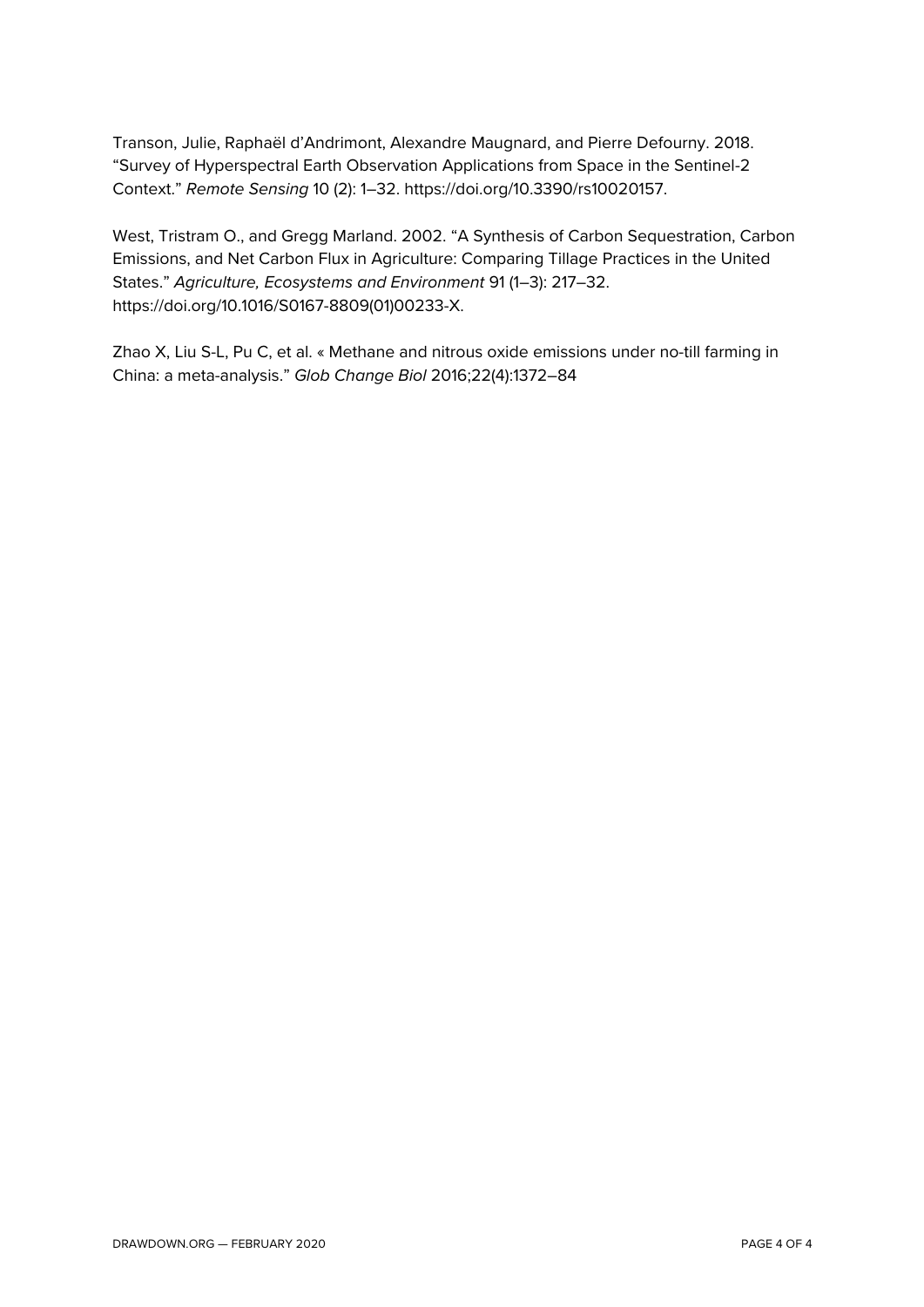Transon, Julie, Raphaël d'Andrimont, Alexandre Maugnard, and Pierre Defourny. 2018. "Survey of Hyperspectral Earth Observation Applications from Space in the Sentinel-2 Context." *Remote Sensing* 10 (2): 1–32. https://doi.org/10.3390/rs10020157.

West, Tristram O., and Gregg Marland. 2002. "A Synthesis of Carbon Sequestration, Carbon Emissions, and Net Carbon Flux in Agriculture: Comparing Tillage Practices in the United States." *Agriculture, Ecosystems and Environment* 91 (1–3): 217–32. https://doi.org/10.1016/S0167-8809(01)00233-X.

Zhao X, Liu S-L, Pu C, et al. « Methane and nitrous oxide emissions under no-till farming in China: a meta-analysis." *Glob Change Biol* 2016;22(4):1372–84